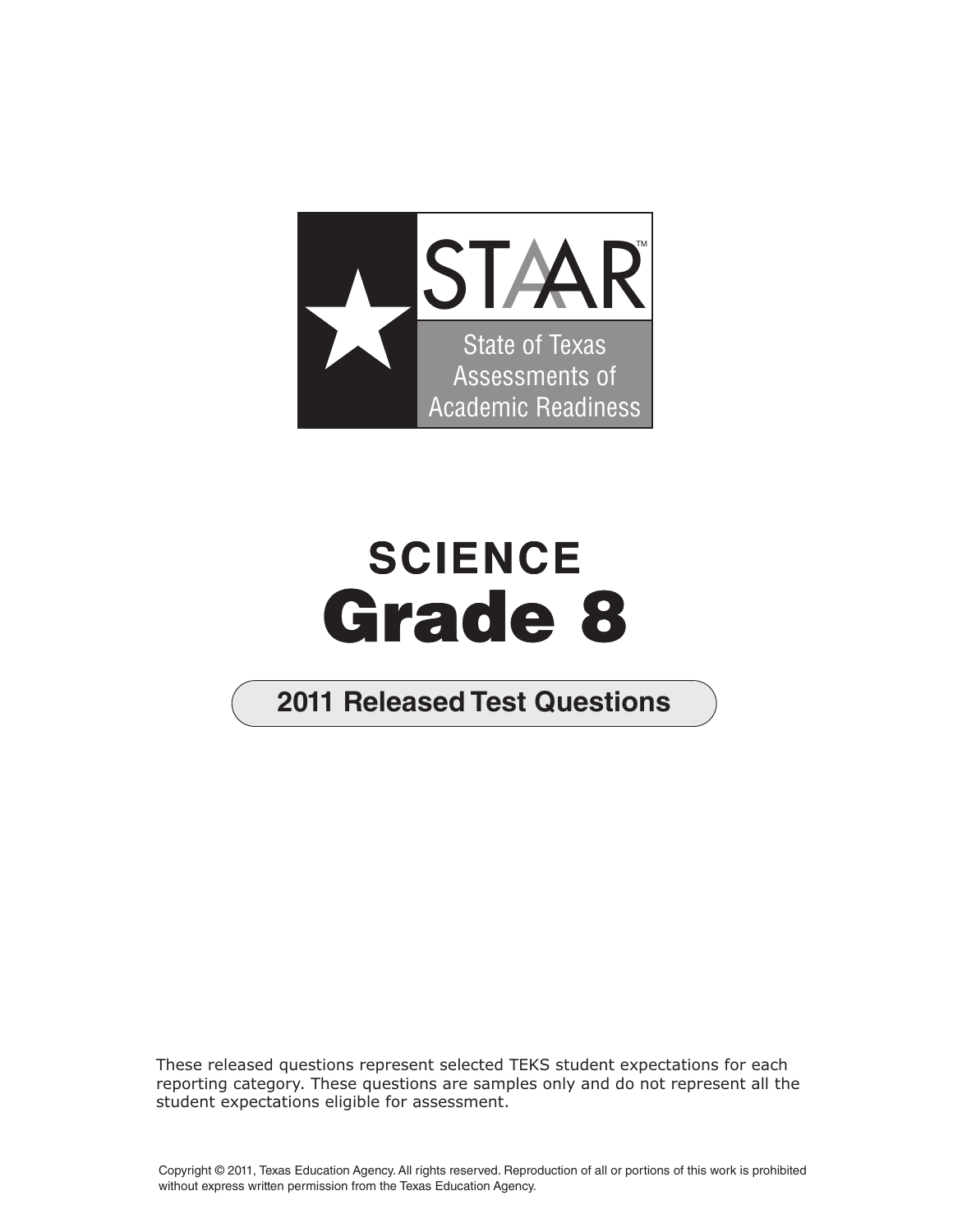STAAR™

State of Texas Assessments of Academic Readiness

# SCIENCE
# Grade 8

## 2011 Released Test Questions

These released questions represent selected TEKS student expectations for each reporting category. These questions are samples only and do not represent all the student expectations eligible for assessment.

Copyright © 2011, Texas Education Agency. All rights reserved. Reproduction of all or portions of this work is prohibited without express written permission from the Texas Education Agency.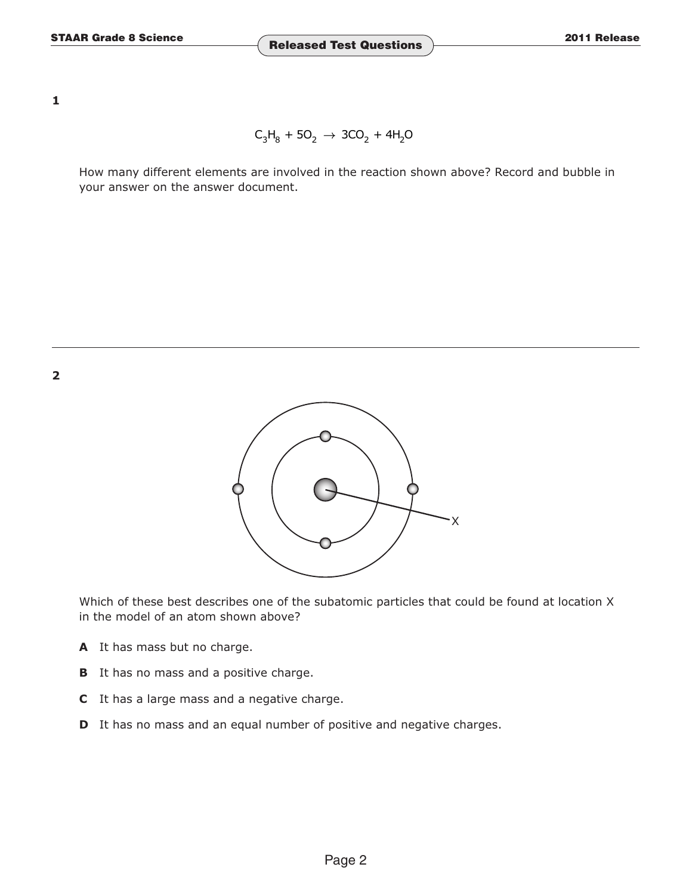**1**

$$C_3H_8 + 5O_2 \rightarrow 3CO_2 + 4H_2O$$

How many different elements are involved in the reaction shown above? Record and bubble in your answer on the answer document.

---

**2**

X

Which of these best describes one of the subatomic particles that could be found at location X in the model of an atom shown above?

**A** It has mass but no charge.

**B** It has no mass and a positive charge.

**C** It has a large mass and a negative charge.

**D** It has no mass and an equal number of positive and negative charges.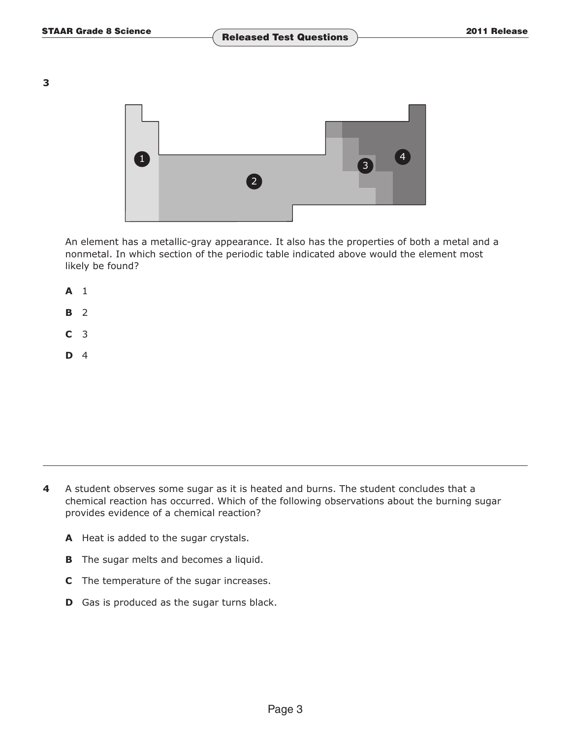**3**

1

2

3

4

An element has a metallic-gray appearance. It also has the properties of both a metal and a nonmetal. In which section of the periodic table indicated above would the element most likely be found?

**A** 1

**B** 2

**C** 3

**D** 4

---

**4** A student observes some sugar as it is heated and burns. The student concludes that a chemical reaction has occurred. Which of the following observations about the burning sugar provides evidence of a chemical reaction?

**A** Heat is added to the sugar crystals.

**B** The sugar melts and becomes a liquid.

**C** The temperature of the sugar increases.

**D** Gas is produced as the sugar turns black.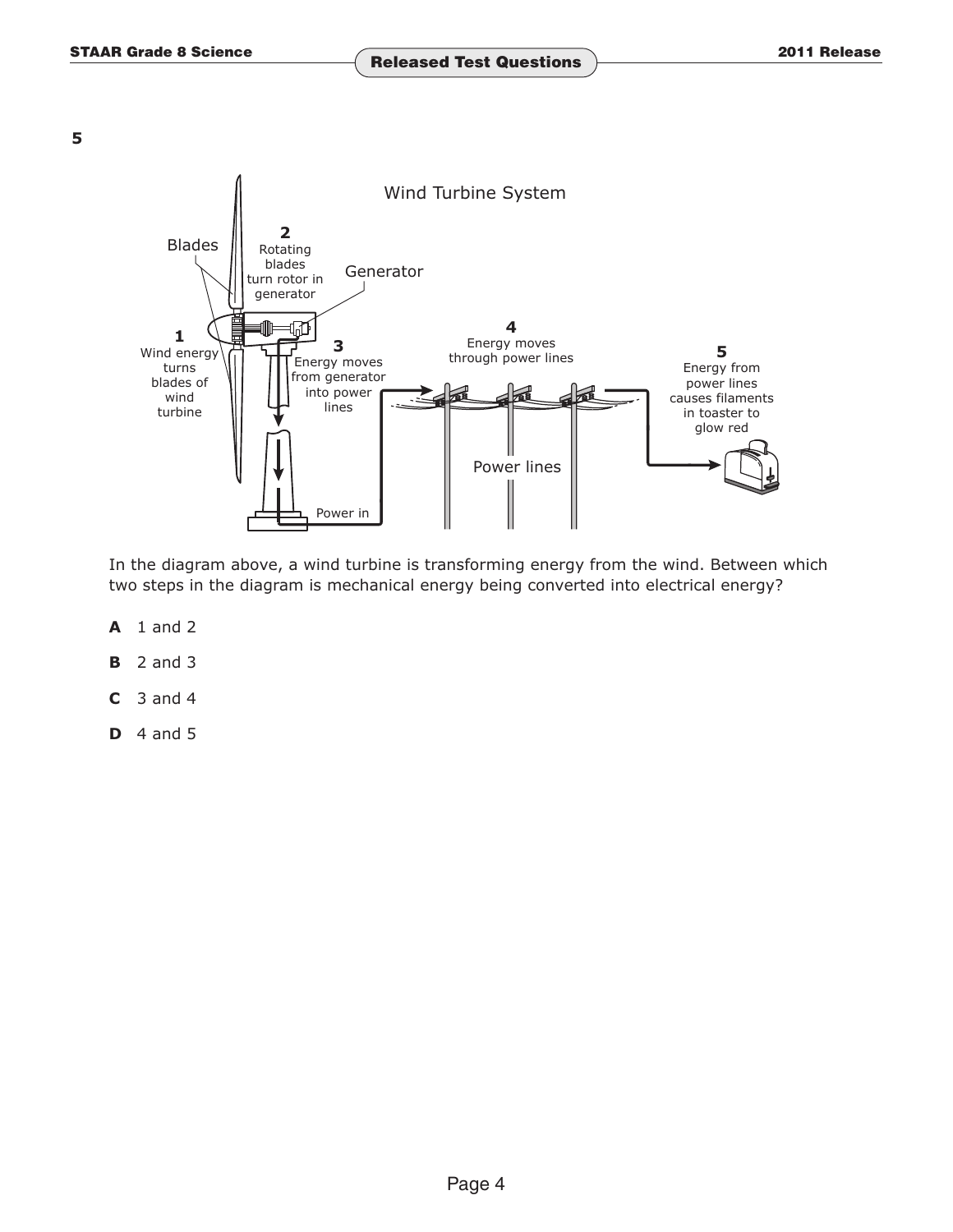**5**

Wind Turbine System

Blades

2
Rotating blades turn rotor in generator

Generator

1
Wind energy turns blades of wind turbine

3
Energy moves from generator into power lines

4
Energy moves through power lines

5
Energy from power lines causes filaments in toaster to glow red

Power lines

Power in

In the diagram above, a wind turbine is transforming energy from the wind. Between which two steps in the diagram is mechanical energy being converted into electrical energy?

**A** 1 and 2

**B** 2 and 3

**C** 3 and 4

**D** 4 and 5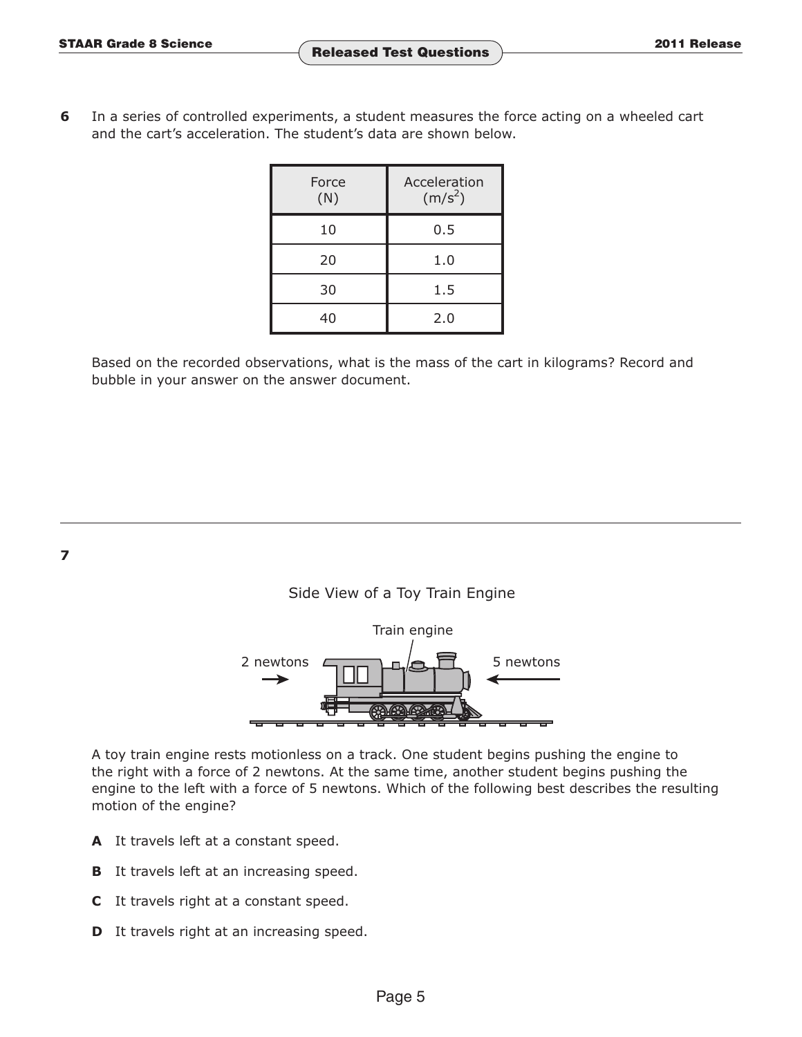**6** In a series of controlled experiments, a student measures the force acting on a wheeled cart and the cart's acceleration. The student's data are shown below.

| Force (N) | Acceleration ($m/s^2$) |
|---|---|
| 10 | 0.5 |
| 20 | 1.0 |
| 30 | 1.5 |
| 40 | 2.0 |

Based on the recorded observations, what is the mass of the cart in kilograms? Record and bubble in your answer on the answer document.

---

**7**

Side View of a Toy Train Engine

Train engine

2 newtons

5 newtons

A toy train engine rests motionless on a track. One student begins pushing the engine to the right with a force of 2 newtons. At the same time, another student begins pushing the engine to the left with a force of 5 newtons. Which of the following best describes the resulting motion of the engine?

**A** It travels left at a constant speed.

**B** It travels left at an increasing speed.

**C** It travels right at a constant speed.

**D** It travels right at an increasing speed.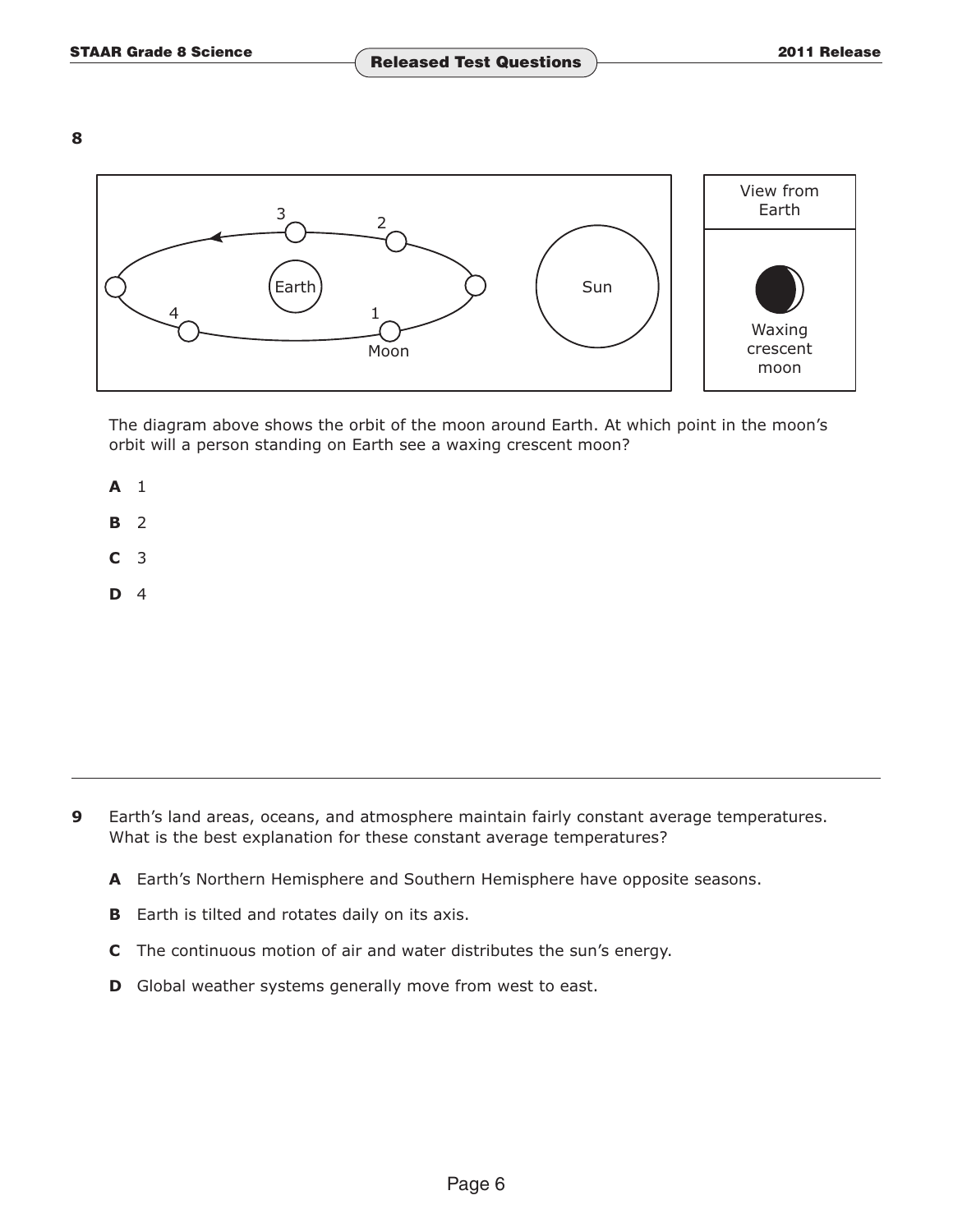**8**

3

2

Earth

Sun

4

1

Moon

View from Earth

Waxing crescent moon

The diagram above shows the orbit of the moon around Earth. At which point in the moon's orbit will a person standing on Earth see a waxing crescent moon?

**A** 1

**B** 2

**C** 3

**D** 4

---

**9** Earth's land areas, oceans, and atmosphere maintain fairly constant average temperatures. What is the best explanation for these constant average temperatures?

**A** Earth's Northern Hemisphere and Southern Hemisphere have opposite seasons.

**B** Earth is tilted and rotates daily on its axis.

**C** The continuous motion of air and water distributes the sun's energy.

**D** Global weather systems generally move from west to east.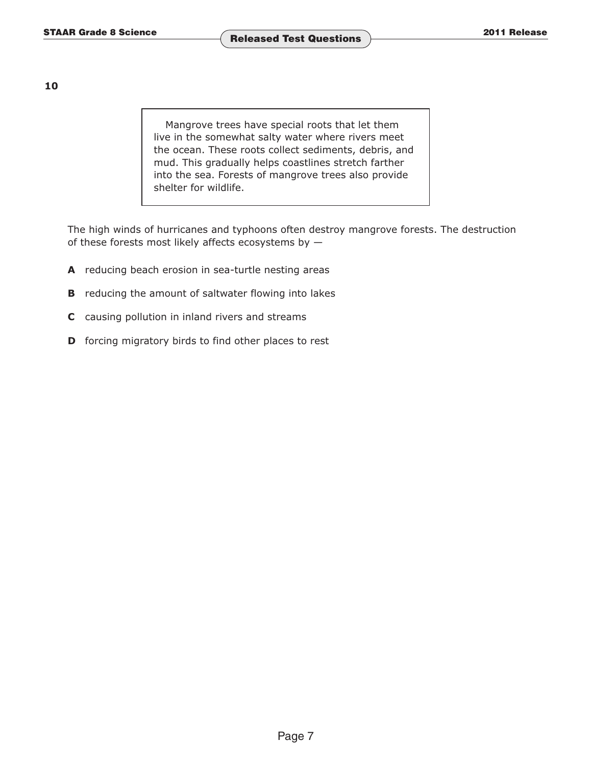**10**

> Mangrove trees have special roots that let them live in the somewhat salty water where rivers meet the ocean. These roots collect sediments, debris, and mud. This gradually helps coastlines stretch farther into the sea. Forests of mangrove trees also provide shelter for wildlife.

The high winds of hurricanes and typhoons often destroy mangrove forests. The destruction of these forests most likely affects ecosystems by —

**A** reducing beach erosion in sea-turtle nesting areas

**B** reducing the amount of saltwater flowing into lakes

**C** causing pollution in inland rivers and streams

**D** forcing migratory birds to find other places to rest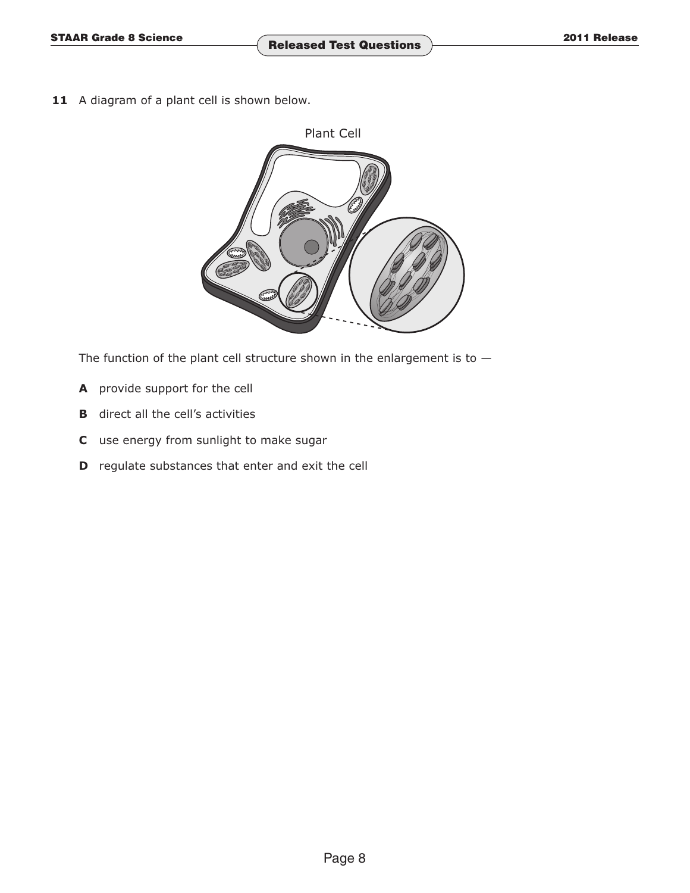**11** A diagram of a plant cell is shown below.

Plant Cell

The function of the plant cell structure shown in the enlargement is to —

**A** provide support for the cell

**B** direct all the cell's activities

**C** use energy from sunlight to make sugar

**D** regulate substances that enter and exit the cell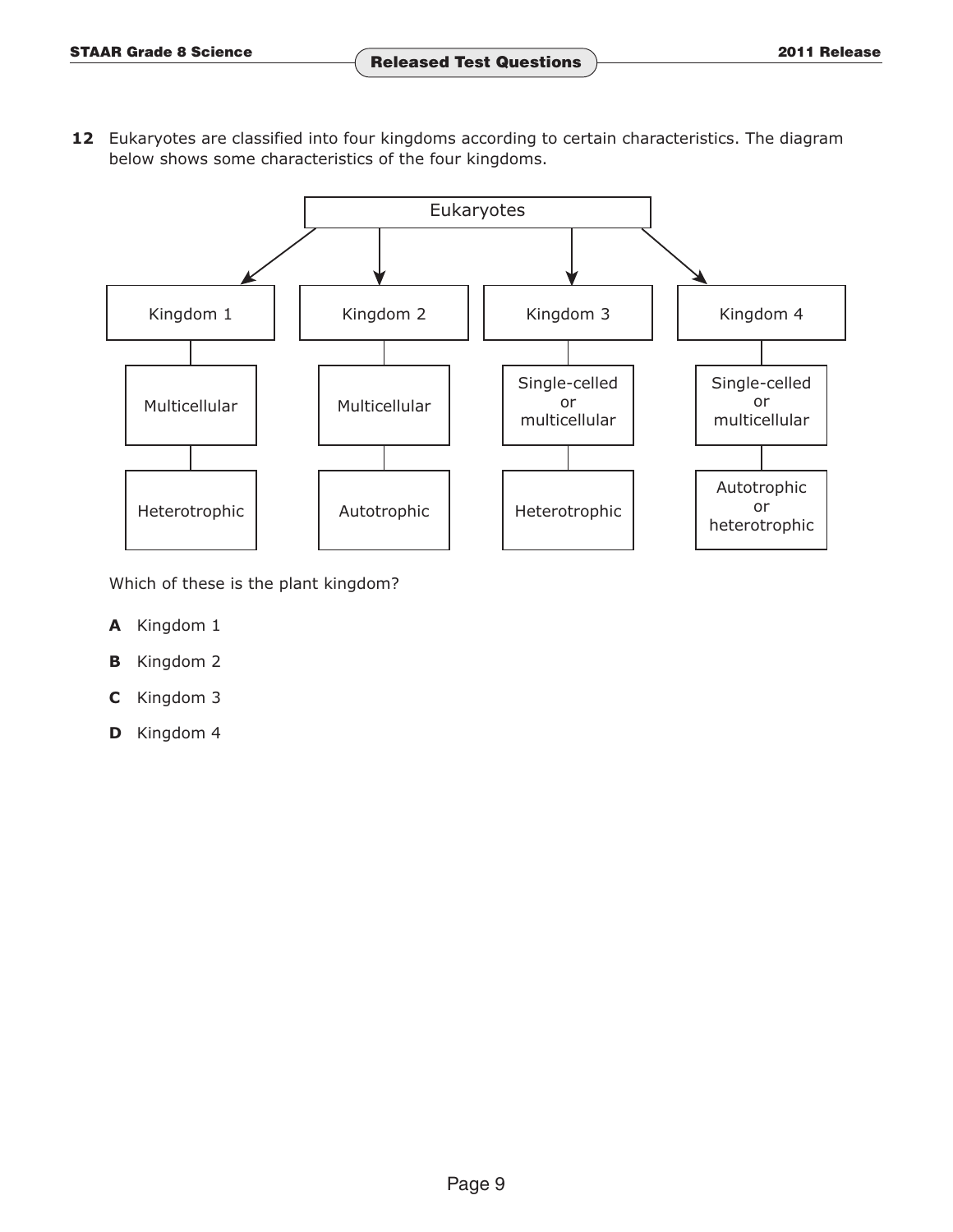**12** Eukaryotes are classified into four kingdoms according to certain characteristics. The diagram below shows some characteristics of the four kingdoms.

Eukaryotes

Kingdom 1
Multicellular
Heterotrophic

Kingdom 2
Multicellular
Autotrophic

Kingdom 3
Single-celled or multicellular
Heterotrophic

Kingdom 4
Single-celled or multicellular
Autotrophic or heterotrophic

Which of these is the plant kingdom?

**A** Kingdom 1

**B** Kingdom 2

**C** Kingdom 3

**D** Kingdom 4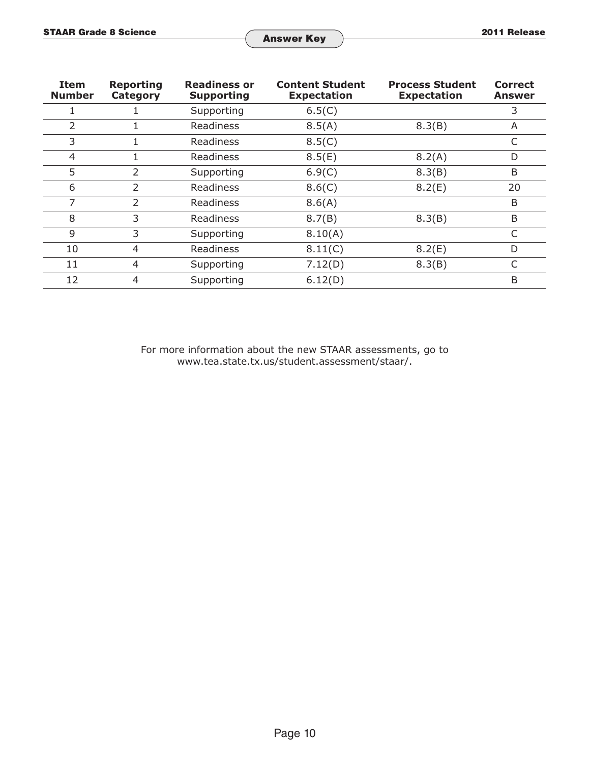| Item Number | Reporting Category | Readiness or Supporting | Content Student Expectation | Process Student Expectation | Correct Answer |
|---|---|---|---|---|---|
| 1 | 1 | Supporting | 6.5(C) | | 3 |
| 2 | 1 | Readiness | 8.5(A) | 8.3(B) | A |
| 3 | 1 | Readiness | 8.5(C) | | C |
| 4 | 1 | Readiness | 8.5(E) | 8.2(A) | D |
| 5 | 2 | Supporting | 6.9(C) | 8.3(B) | B |
| 6 | 2 | Readiness | 8.6(C) | 8.2(E) | 20 |
| 7 | 2 | Readiness | 8.6(A) | | B |
| 8 | 3 | Readiness | 8.7(B) | 8.3(B) | B |
| 9 | 3 | Supporting | 8.10(A) | | C |
| 10 | 4 | Readiness | 8.11(C) | 8.2(E) | D |
| 11 | 4 | Supporting | 7.12(D) | 8.3(B) | C |
| 12 | 4 | Supporting | 6.12(D) | | B |

For more information about the new STAAR assessments, go to www.tea.state.tx.us/student.assessment/staar/.